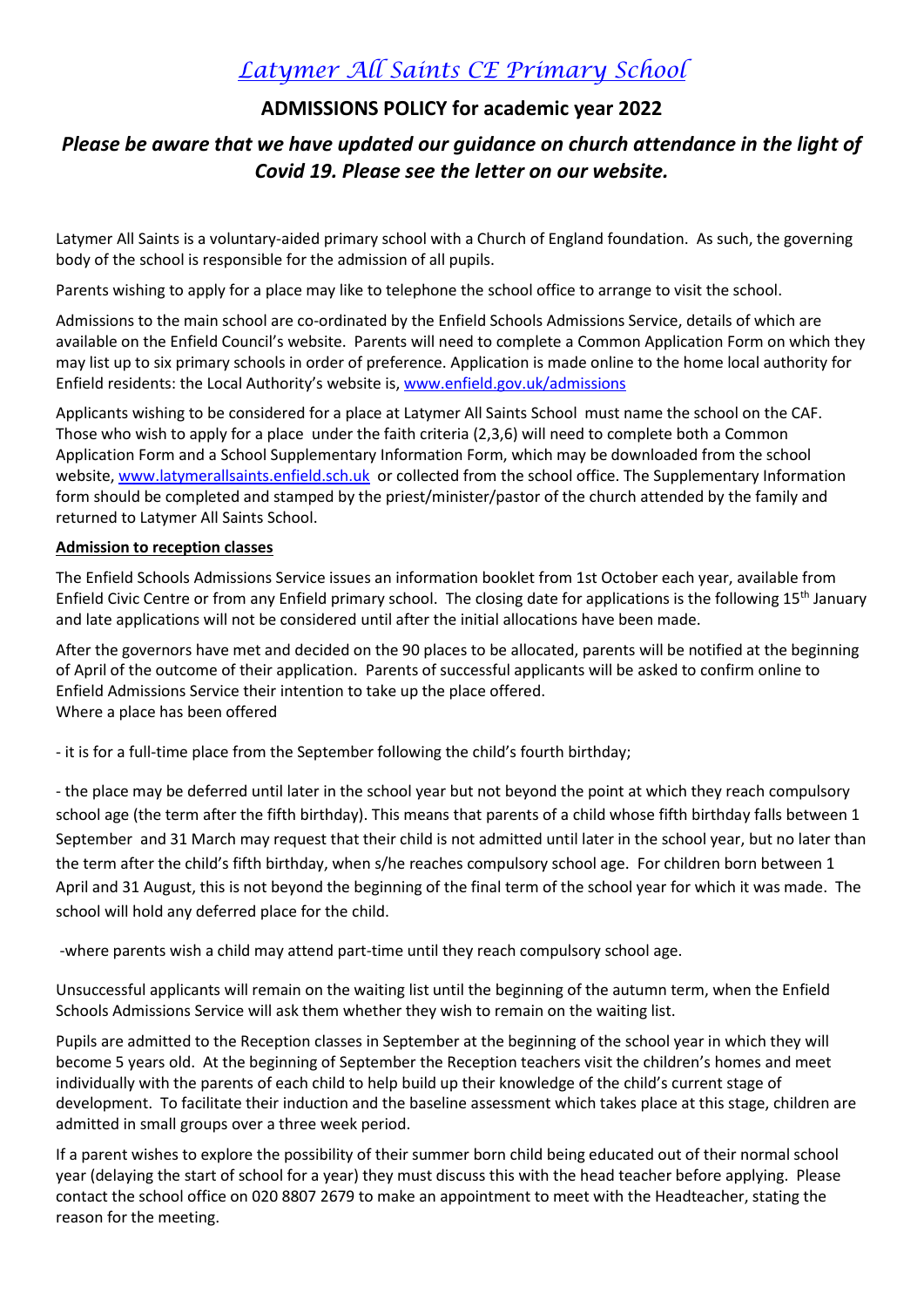# *Latymer All Saints CE Primary School*

## ADMISSIONS POLICY for academic year 2022

### *Please be aware that we have updated our guidance on church attendance in the light of Covid 19. Please see the letter on our website.*

Latymer All Saints is a voluntary-aided primary school with a Church of England foundation. As such, the governing body of the school is responsible for the admission of all pupils.

Parents wishing to apply for a place may like to telephone the school office to arrange to visit the school.

Admissions to the main school are co-ordinated by the Enfield Schools Admissions Service, details of which are available on the Enfield Council's website. Parents will need to complete a Common Application Form on which they may list up to six primary schools in order of preference. Application is made online to the home local authority for Enfield residents: the Local Authority's website is, [www.enfield.gov.uk/admissions](http://www.enfield.gov.uk/admissions)

Applicants wishing to be considered for a place at Latymer All Saints School must name the school on the CAF. Those who wish to apply for a place under the faith criteria (2,3,6) will need to complete both a Common Application Form and a School Supplementary Information Form, which may be downloaded from the school website, [www.latymerallsaints.enfield.sch.uk](http://www.latymerallsaints.enfield.sch.uk) or collected from the school office. The Supplementary Information form should be completed and stamped by the priest/minister/pastor of the church attended by the family and returned to Latymer All Saints School.

**Admission to reception classes**

The Enfield Schools Admissions Service issues an information booklet from 1st October each year, available from Enfield Civic Centre or from any Enfield primary school. The closing date for applications is the following 15th January and late applications will not be considered until after the initial allocations have been made.

After the governors have met and decided on the 90 places to be allocated, parents will be notified at the beginning of April of the outcome of their application. Parents of successful applicants will be asked to confirm online to Enfield Admissions Service their intention to take up the place offered.
Where a place has been offered

- it is for a full-time place from the September following the child's fourth birthday;

- the place may be deferred until later in the school year but not beyond the point at which they reach compulsory school age (the term after the fifth birthday). This means that parents of a child whose fifth birthday falls between 1 September and 31 March may request that their child is not admitted until later in the school year, but no later than the term after the child's fifth birthday, when s/he reaches compulsory school age. For children born between 1 April and 31 August, this is not beyond the beginning of the final term of the school year for which it was made. The school will hold any deferred place for the child.

-where parents wish a child may attend part-time until they reach compulsory school age.

Unsuccessful applicants will remain on the waiting list until the beginning of the autumn term, when the Enfield Schools Admissions Service will ask them whether they wish to remain on the waiting list.

Pupils are admitted to the Reception classes in September at the beginning of the school year in which they will become 5 years old. At the beginning of September the Reception teachers visit the children's homes and meet individually with the parents of each child to help build up their knowledge of the child's current stage of development. To facilitate their induction and the baseline assessment which takes place at this stage, children are admitted in small groups over a three week period.

If a parent wishes to explore the possibility of their summer born child being educated out of their normal school year (delaying the start of school for a year) they must discuss this with the head teacher before applying. Please contact the school office on 020 8807 2679 to make an appointment to meet with the Headteacher, stating the reason for the meeting.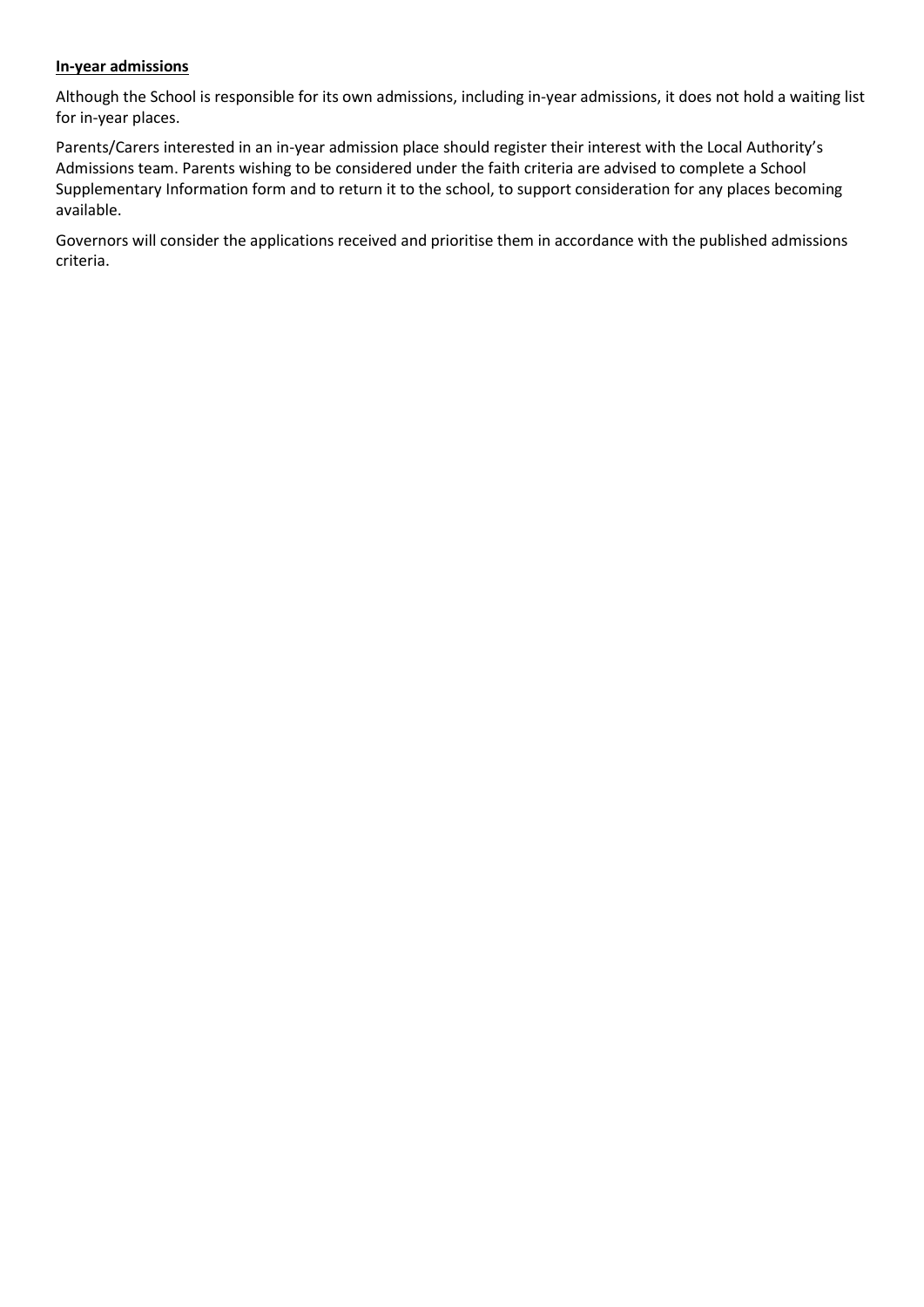**In-year admissions**

Although the School is responsible for its own admissions, including in-year admissions, it does not hold a waiting list for in-year places.

Parents/Carers interested in an in-year admission place should register their interest with the Local Authority's Admissions team. Parents wishing to be considered under the faith criteria are advised to complete a School Supplementary Information form and to return it to the school, to support consideration for any places becoming available.

Governors will consider the applications received and prioritise them in accordance with the published admissions criteria.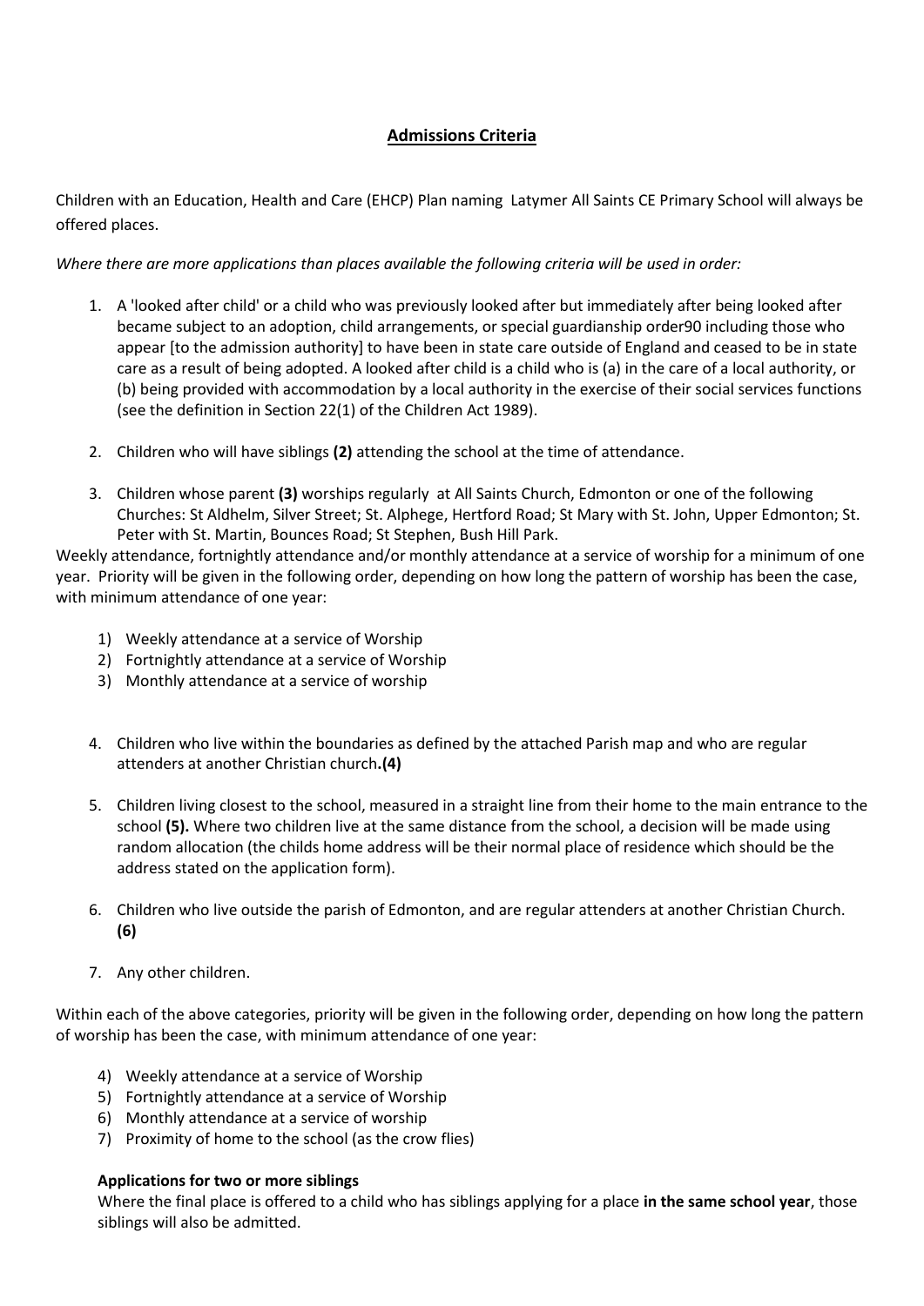## Admissions Criteria

Children with an Education, Health and Care (EHCP) Plan naming Latymer All Saints CE Primary School will always be offered places.

*Where there are more applications than places available the following criteria will be used in order:*

1. A 'looked after child' or a child who was previously looked after but immediately after being looked after became subject to an adoption, child arrangements, or special guardianship order90 including those who appear [to the admission authority] to have been in state care outside of England and ceased to be in state care as a result of being adopted. A looked after child is a child who is (a) in the care of a local authority, or (b) being provided with accommodation by a local authority in the exercise of their social services functions (see the definition in Section 22(1) of the Children Act 1989).

2. Children who will have siblings **(2)** attending the school at the time of attendance.

3. Children whose parent **(3)** worships regularly at All Saints Church, Edmonton or one of the following Churches: St Aldhelm, Silver Street; St. Alphege, Hertford Road; St Mary with St. John, Upper Edmonton; St. Peter with St. Martin, Bounces Road; St Stephen, Bush Hill Park.

Weekly attendance, fortnightly attendance and/or monthly attendance at a service of worship for a minimum of one year. Priority will be given in the following order, depending on how long the pattern of worship has been the case, with minimum attendance of one year:

1) Weekly attendance at a service of Worship
2) Fortnightly attendance at a service of Worship
3) Monthly attendance at a service of worship

4. Children who live within the boundaries as defined by the attached Parish map and who are regular attenders at another Christian church**.(4)**

5. Children living closest to the school, measured in a straight line from their home to the main entrance to the school **(5).** Where two children live at the same distance from the school, a decision will be made using random allocation (the childs home address will be their normal place of residence which should be the address stated on the application form).

6. Children who live outside the parish of Edmonton, and are regular attenders at another Christian Church. **(6)**

7. Any other children.

Within each of the above categories, priority will be given in the following order, depending on how long the pattern of worship has been the case, with minimum attendance of one year:

4) Weekly attendance at a service of Worship
5) Fortnightly attendance at a service of Worship
6) Monthly attendance at a service of worship
7) Proximity of home to the school (as the crow flies)

**Applications for two or more siblings**

Where the final place is offered to a child who has siblings applying for a place **in the same school year**, those siblings will also be admitted.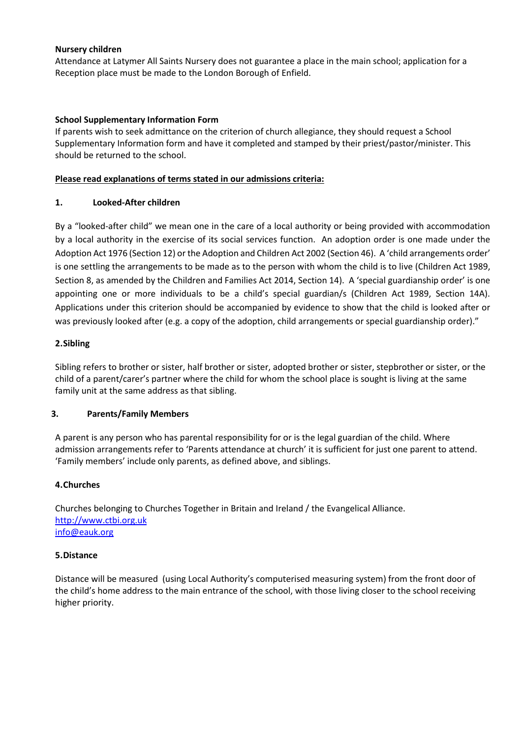**Nursery children**

Attendance at Latymer All Saints Nursery does not guarantee a place in the main school; application for a Reception place must be made to the London Borough of Enfield.

**School Supplementary Information Form**

If parents wish to seek admittance on the criterion of church allegiance, they should request a School Supplementary Information form and have it completed and stamped by their priest/pastor/minister. This should be returned to the school.

**Please read explanations of terms stated in our admissions criteria:**

**1. Looked-After children**

By a "looked-after child" we mean one in the care of a local authority or being provided with accommodation by a local authority in the exercise of its social services function. An adoption order is one made under the Adoption Act 1976 (Section 12) or the Adoption and Children Act 2002 (Section 46). A 'child arrangements order' is one settling the arrangements to be made as to the person with whom the child is to live (Children Act 1989, Section 8, as amended by the Children and Families Act 2014, Section 14). A 'special guardianship order' is one appointing one or more individuals to be a child's special guardian/s (Children Act 1989, Section 14A). Applications under this criterion should be accompanied by evidence to show that the child is looked after or was previously looked after (e.g. a copy of the adoption, child arrangements or special guardianship order)."

**2.Sibling**

Sibling refers to brother or sister, half brother or sister, adopted brother or sister, stepbrother or sister, or the child of a parent/carer's partner where the child for whom the school place is sought is living at the same family unit at the same address as that sibling.

**3. Parents/Family Members**

A parent is any person who has parental responsibility for or is the legal guardian of the child. Where admission arrangements refer to 'Parents attendance at church' it is sufficient for just one parent to attend. 'Family members' include only parents, as defined above, and siblings.

**4.Churches**

Churches belonging to Churches Together in Britain and Ireland / the Evangelical Alliance.
http://www.ctbi.org.uk
info@eauk.org

**5.Distance**

Distance will be measured (using Local Authority's computerised measuring system) from the front door of the child's home address to the main entrance of the school, with those living closer to the school receiving higher priority.